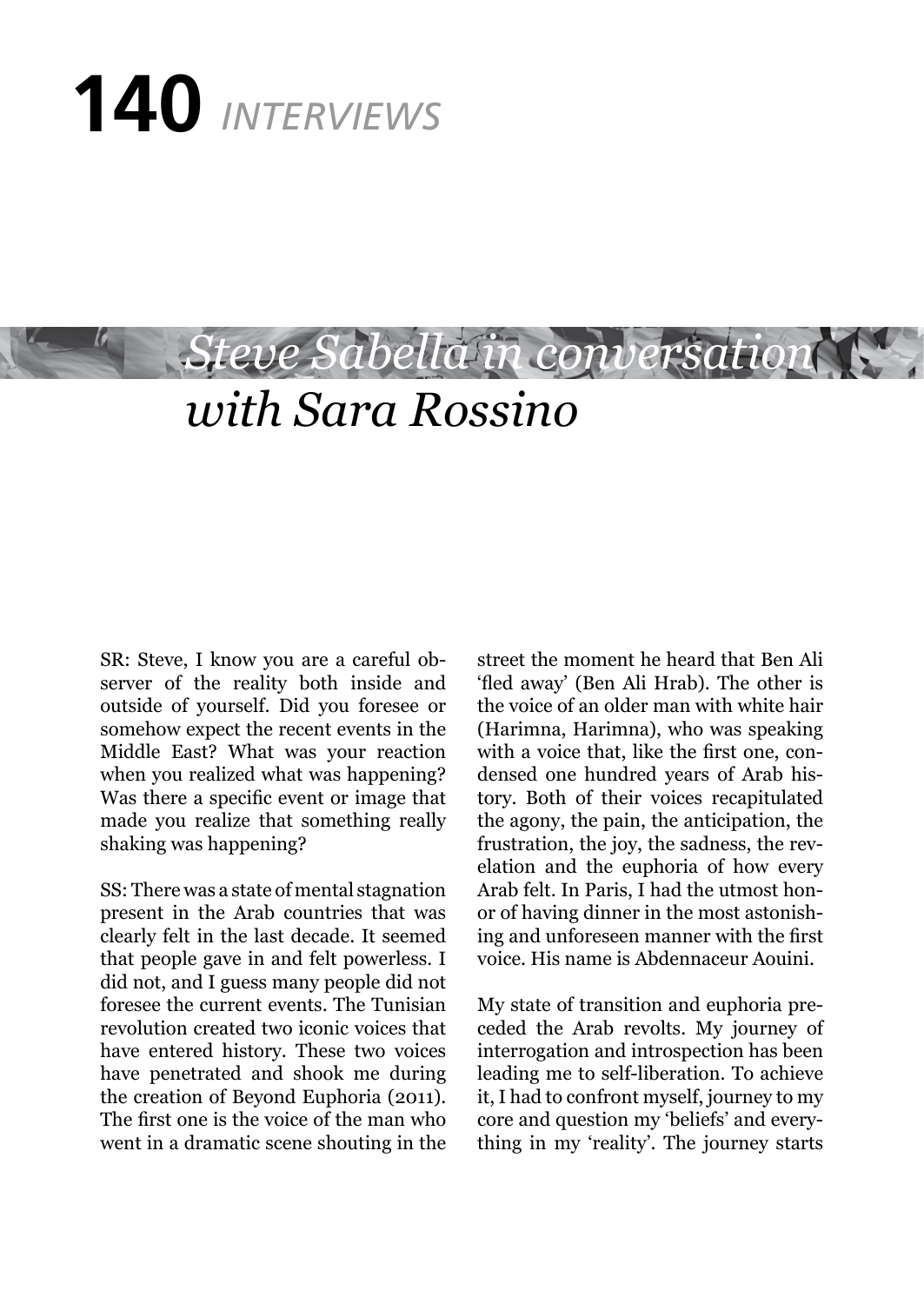# Steve Sabella in conversation with Sara Rossino

SR: Steve, I know you are a careful observer of the reality both inside and outside of yourself. Did you foresee or somehow expect the recent events in the Middle East? What was your reaction when you realized what was happening? Was there a specific event or image that made you realize that something really shaking was happening?

SS: There was a state of mental stagnation present in the Arab countries that was clearly felt in the last decade. It seemed that people gave in and felt powerless. I did not, and I guess many people did not foresee the current events. The Tunisian revolution created two iconic voices that have entered history. These two voices have penetrated and shook me during the creation of Beyond Euphoria (2011). The first one is the voice of the man who went in a dramatic scene shouting in the street the moment he heard that Ben Ali 'fled away' (Ben Ali Hrab). The other is the voice of an older man with white hair (Harimna, Harimna), who was speaking with a voice that, like the first one, condensed one hundred years of Arab history. Both of their voices recapitulated the agony, the pain, the anticipation, the frustration, the joy, the sadness, the revelation and the euphoria of how every Arab felt. In Paris, I had the utmost honor of having dinner in the most astonishing and unforeseen manner with the first voice. His name is Abdennaceur Aouini.

My state of transition and euphoria preceded the Arab revolts. My journey of interrogation and introspection has been leading me to self-liberation. To achieve it, I had to confront myself, journey to my core and question my 'beliefs' and everything in my 'reality'. The journey starts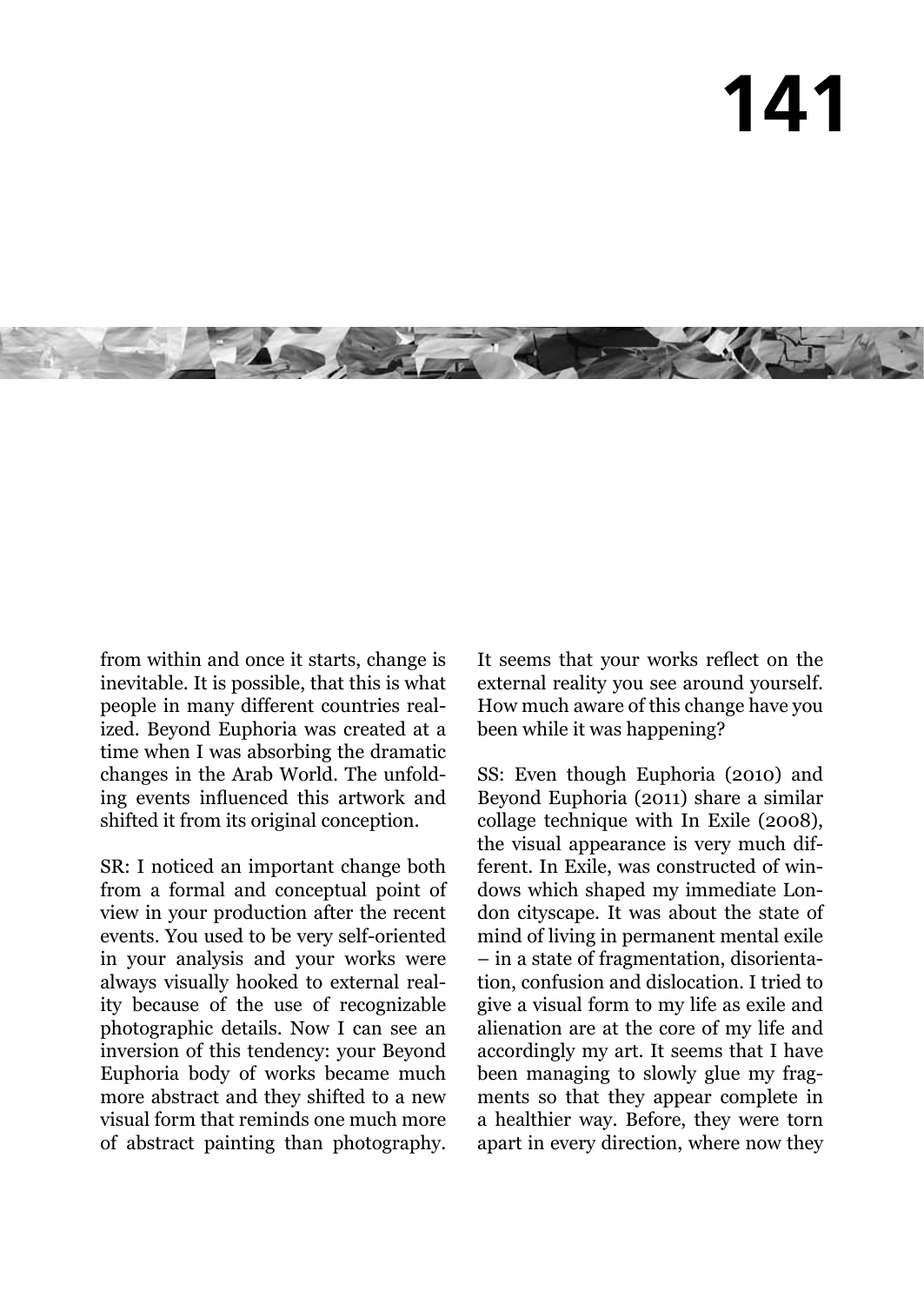from within and once it starts, change is inevitable. It is possible, that this is what people in many different countries realized. Beyond Euphoria was created at a time when I was absorbing the dramatic changes in the Arab World. The unfolding events influenced this artwork and shifted it from its original conception.

SR: I noticed an important change both from a formal and conceptual point of view in your production after the recent events. You used to be very self-oriented in your analysis and your works were always visually hooked to external reality because of the use of recognizable photographic details. Now I can see an inversion of this tendency: your Beyond Euphoria body of works became much more abstract and they shifted to a new visual form that reminds one much more of abstract painting than photography. It seems that your works reflect on the external reality you see around yourself. How much aware of this change have you been while it was happening?

SS: Even though Euphoria (2010) and Beyond Euphoria (2011) share a similar collage technique with In Exile (2008), the visual appearance is very much different. In Exile, was constructed of windows which shaped my immediate London cityscape. It was about the state of mind of living in permanent mental exile – in a state of fragmentation, disorientation, confusion and dislocation. I tried to give a visual form to my life as exile and alienation are at the core of my life and accordingly my art. It seems that I have been managing to slowly glue my fragments so that they appear complete in a healthier way. Before, they were torn apart in every direction, where now they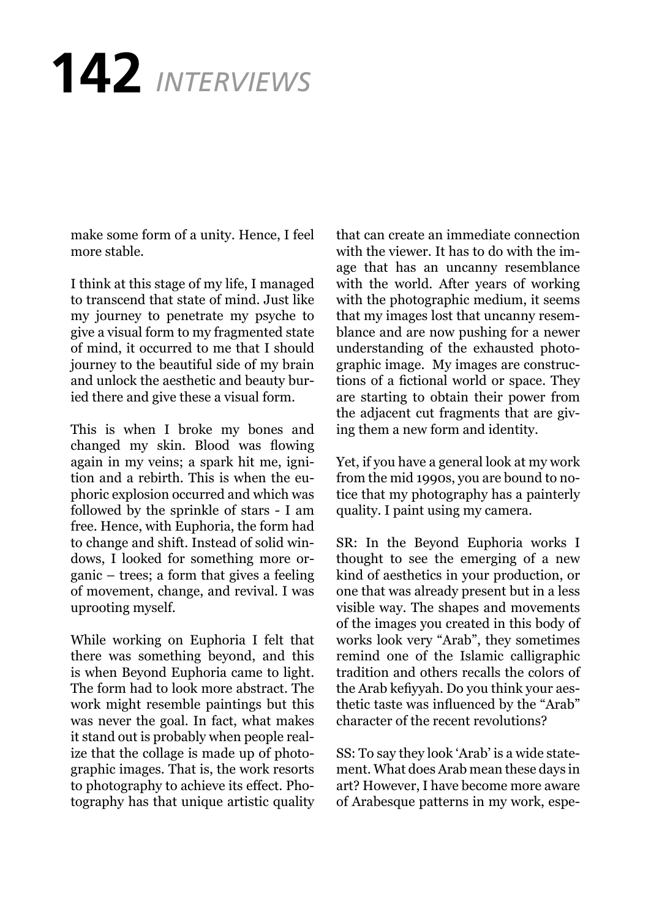make some form of a unity. Hence, I feel more stable.

I think at this stage of my life, I managed to transcend that state of mind. Just like my journey to penetrate my psyche to give a visual form to my fragmented state of mind, it occurred to me that I should journey to the beautiful side of my brain and unlock the aesthetic and beauty buried there and give these a visual form.

This is when I broke my bones and changed my skin. Blood was flowing again in my veins; a spark hit me, ignition and a rebirth. This is when the euphoric explosion occurred and which was followed by the sprinkle of stars - I am free. Hence, with Euphoria, the form had to change and shift. Instead of solid windows, I looked for something more organic – trees; a form that gives a feeling of movement, change, and revival. I was uprooting myself.

While working on Euphoria I felt that there was something beyond, and this is when Beyond Euphoria came to light. The form had to look more abstract. The work might resemble paintings but this was never the goal. In fact, what makes it stand out is probably when people realize that the collage is made up of photographic images. That is, the work resorts to photography to achieve its effect. Photography has that unique artistic quality that can create an immediate connection with the viewer. It has to do with the image that has an uncanny resemblance with the world. After years of working with the photographic medium, it seems that my images lost that uncanny resemblance and are now pushing for a newer understanding of the exhausted photographic image. My images are constructions of a fictional world or space. They are starting to obtain their power from the adjacent cut fragments that are giving them a new form and identity.

Yet, if you have a general look at my work from the mid 1990s, you are bound to notice that my photography has a painterly quality. I paint using my camera.

SR: In the Beyond Euphoria works I thought to see the emerging of a new kind of aesthetics in your production, or one that was already present but in a less visible way. The shapes and movements of the images you created in this body of works look very "Arab", they sometimes remind one of the Islamic calligraphic tradition and others recalls the colors of the Arab kefiyyah. Do you think your aesthetic taste was influenced by the "Arab" character of the recent revolutions?

SS: To say they look 'Arab' is a wide statement. What does Arab mean these days in art? However, I have become more aware of Arabesque patterns in my work, espe-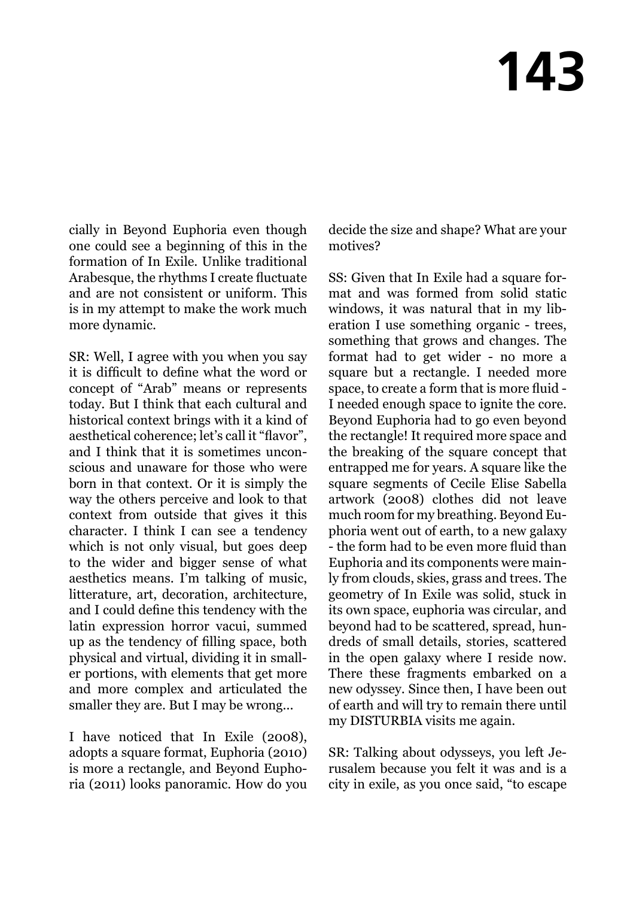cially in Beyond Euphoria even though one could see a beginning of this in the formation of In Exile. Unlike traditional Arabesque, the rhythms I create fluctuate and are not consistent or uniform. This is in my attempt to make the work much more dynamic.

SR: Well, I agree with you when you say it is difficult to define what the word or concept of "Arab" means or represents today. But I think that each cultural and historical context brings with it a kind of aesthetical coherence; let's call it "flavor", and I think that it is sometimes unconscious and unaware for those who were born in that context. Or it is simply the way the others perceive and look to that context from outside that gives it this character. I think I can see a tendency which is not only visual, but goes deep to the wider and bigger sense of what aesthetics means. I'm talking of music, litterature, art, decoration, architecture, and I could define this tendency with the latin expression horror vacui, summed up as the tendency of filling space, both physical and virtual, dividing it in smaller portions, with elements that get more and more complex and articulated the smaller they are. But I may be wrong...

I have noticed that In Exile (2008), adopts a square format, Euphoria (2010) is more a rectangle, and Beyond Euphoria (2011) looks panoramic. How do you decide the size and shape? What are your motives?

SS: Given that In Exile had a square format and was formed from solid static windows, it was natural that in my liberation I use something organic - trees, something that grows and changes. The format had to get wider - no more a square but a rectangle. I needed more space, to create a form that is more fluid - I needed enough space to ignite the core. Beyond Euphoria had to go even beyond the rectangle! It required more space and the breaking of the square concept that entrapped me for years. A square like the square segments of Cecile Elise Sabella artwork (2008) clothes did not leave much room for my breathing. Beyond Euphoria went out of earth, to a new galaxy - the form had to be even more fluid than Euphoria and its components were mainly from clouds, skies, grass and trees. The geometry of In Exile was solid, stuck in its own space, euphoria was circular, and beyond had to be scattered, spread, hundreds of small details, stories, scattered in the open galaxy where I reside now. There these fragments embarked on a new odyssey. Since then, I have been out of earth and will try to remain there until my DISTURBIA visits me again.

SR: Talking about odysseys, you left Jerusalem because you felt it was and is a city in exile, as you once said, "to escape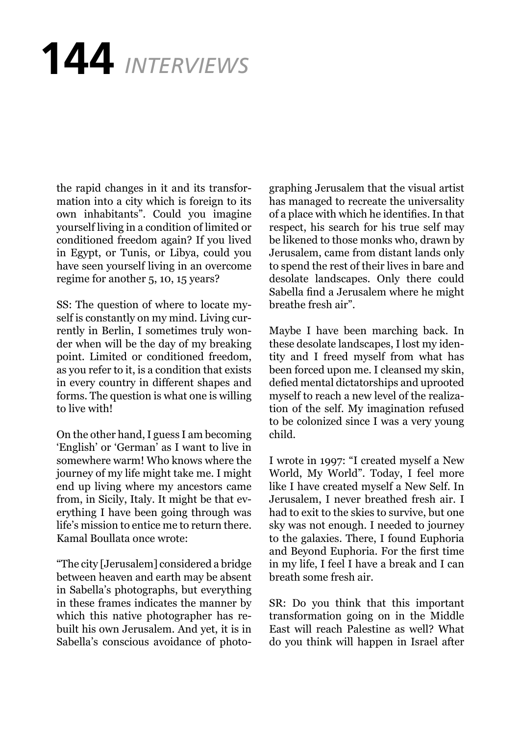the rapid changes in it and its transformation into a city which is foreign to its own inhabitants". Could you imagine yourself living in a condition of limited or conditioned freedom again? If you lived in Egypt, or Tunis, or Libya, could you have seen yourself living in an overcome regime for another 5, 10, 15 years?

SS: The question of where to locate myself is constantly on my mind. Living currently in Berlin, I sometimes truly wonder when will be the day of my breaking point. Limited or conditioned freedom, as you refer to it, is a condition that exists in every country in different shapes and forms. The question is what one is willing to live with!

On the other hand, I guess I am becoming 'English' or 'German' as I want to live in somewhere warm! Who knows where the journey of my life might take me. I might end up living where my ancestors came from, in Sicily, Italy. It might be that everything I have been going through was life's mission to entice me to return there. Kamal Boullata once wrote:

"The city [Jerusalem] considered a bridge between heaven and earth may be absent in Sabella's photographs, but everything in these frames indicates the manner by which this native photographer has rebuilt his own Jerusalem. And yet, it is in Sabella's conscious avoidance of photographing Jerusalem that the visual artist has managed to recreate the universality of a place with which he identifies. In that respect, his search for his true self may be likened to those monks who, drawn by Jerusalem, came from distant lands only to spend the rest of their lives in bare and desolate landscapes. Only there could Sabella find a Jerusalem where he might breathe fresh air".

Maybe I have been marching back. In these desolate landscapes, I lost my identity and I freed myself from what has been forced upon me. I cleansed my skin, defied mental dictatorships and uprooted myself to reach a new level of the realization of the self. My imagination refused to be colonized since I was a very young child.

I wrote in 1997: "I created myself a New World, My World". Today, I feel more like I have created myself a New Self. In Jerusalem, I never breathed fresh air. I had to exit to the skies to survive, but one sky was not enough. I needed to journey to the galaxies. There, I found Euphoria and Beyond Euphoria. For the first time in my life, I feel I have a break and I can breath some fresh air.

SR: Do you think that this important transformation going on in the Middle East will reach Palestine as well? What do you think will happen in Israel after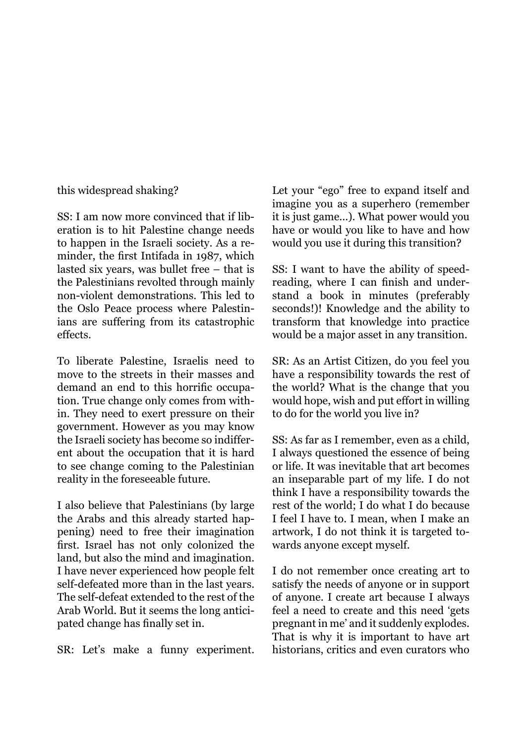this widespread shaking?

SS: I am now more convinced that if liberation is to hit Palestine change needs to happen in the Israeli society. As a reminder, the first Intifada in 1987, which lasted six years, was bullet free – that is the Palestinians revolted through mainly non-violent demonstrations. This led to the Oslo Peace process where Palestinians are suffering from its catastrophic effects.

To liberate Palestine, Israelis need to move to the streets in their masses and demand an end to this horrific occupation. True change only comes from within. They need to exert pressure on their government. However as you may know the Israeli society has become so indifferent about the occupation that it is hard to see change coming to the Palestinian reality in the foreseeable future.

I also believe that Palestinians (by large the Arabs and this already started happening) need to free their imagination first. Israel has not only colonized the land, but also the mind and imagination. I have never experienced how people felt self-defeated more than in the last years. The self-defeat extended to the rest of the Arab World. But it seems the long anticipated change has finally set in.

SR: Let's make a funny experiment. Let your "ego" free to expand itself and imagine you as a superhero (remember it is just game...). What power would you have or would you like to have and how would you use it during this transition?

SS: I want to have the ability of speed-reading, where I can finish and understand a book in minutes (preferably seconds!)! Knowledge and the ability to transform that knowledge into practice would be a major asset in any transition.

SR: As an Artist Citizen, do you feel you have a responsibility towards the rest of the world? What is the change that you would hope, wish and put effort in willing to do for the world you live in?

SS: As far as I remember, even as a child, I always questioned the essence of being or life. It was inevitable that art becomes an inseparable part of my life. I do not think I have a responsibility towards the rest of the world; I do what I do because I feel I have to. I mean, when I make an artwork, I do not think it is targeted towards anyone except myself.

I do not remember once creating art to satisfy the needs of anyone or in support of anyone. I create art because I always feel a need to create and this need 'gets pregnant in me' and it suddenly explodes. That is why it is important to have art historians, critics and even curators who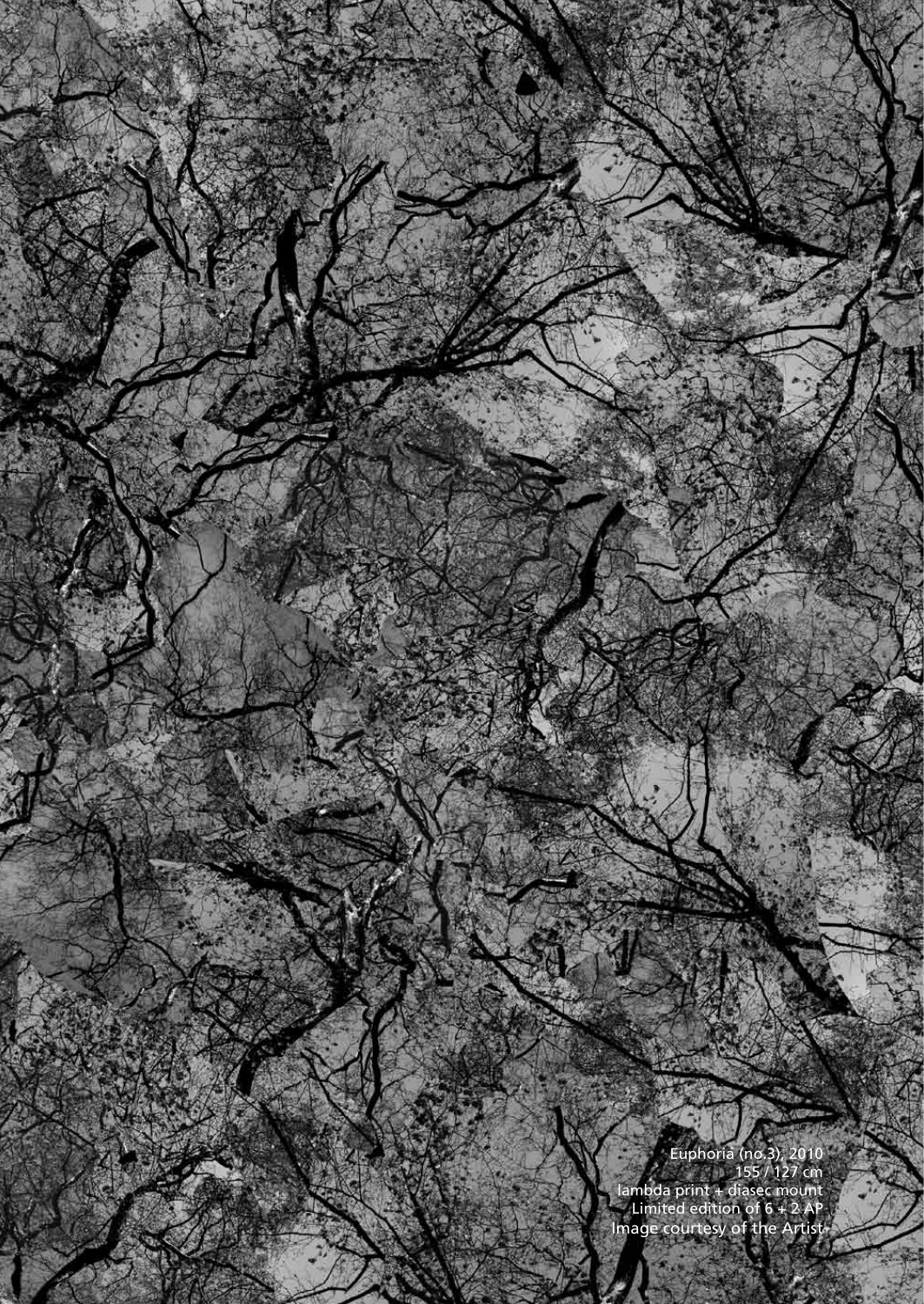Euphoria (no.3), 2010
155 / 127 cm
lambda print + diasec mount
Limited edition of 6 + 2 AP
Image courtesy of the Artist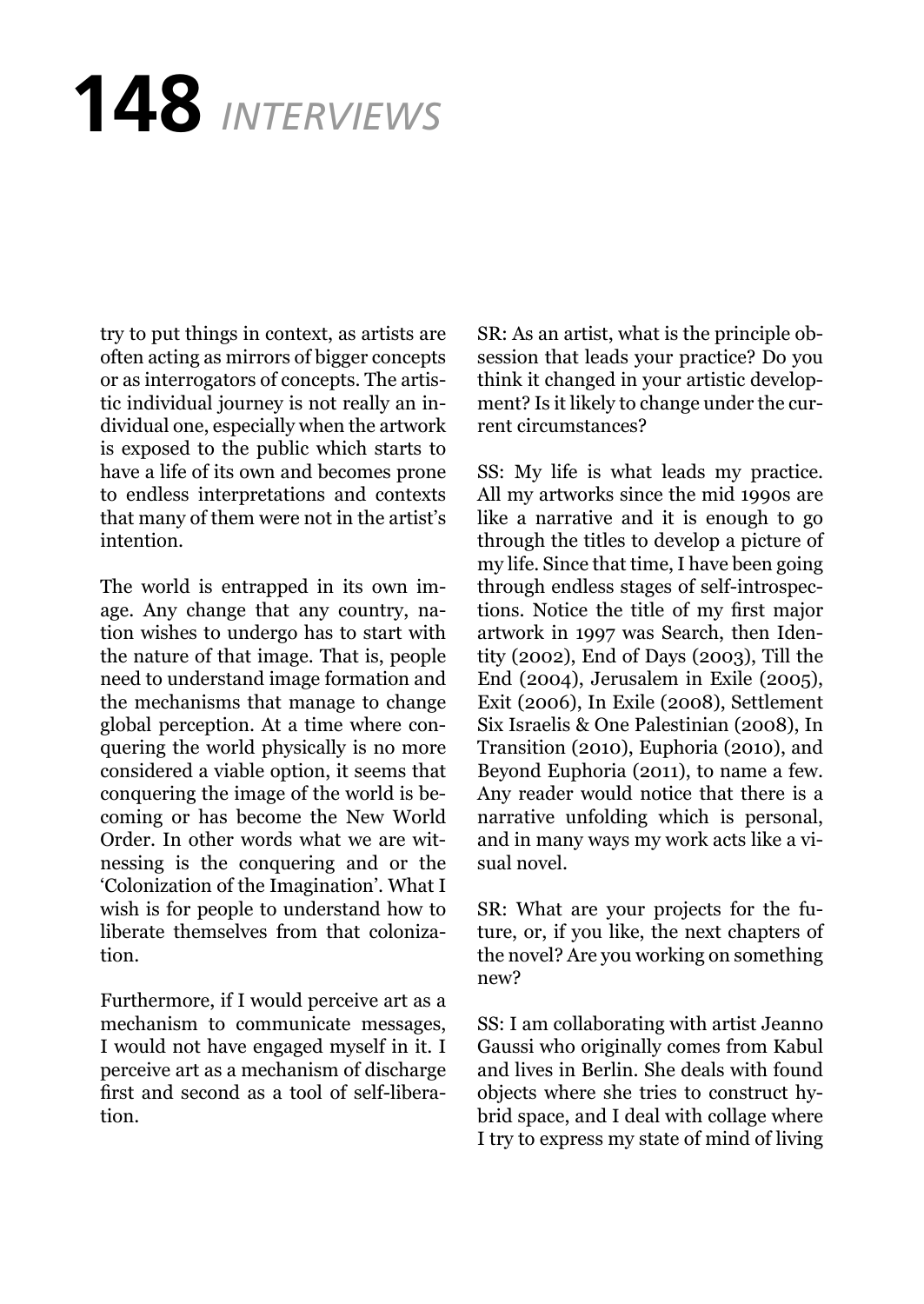try to put things in context, as artists are often acting as mirrors of bigger concepts or as interrogators of concepts. The artistic individual journey is not really an individual one, especially when the artwork is exposed to the public which starts to have a life of its own and becomes prone to endless interpretations and contexts that many of them were not in the artist's intention.

The world is entrapped in its own image. Any change that any country, nation wishes to undergo has to start with the nature of that image. That is, people need to understand image formation and the mechanisms that manage to change global perception. At a time where conquering the world physically is no more considered a viable option, it seems that conquering the image of the world is becoming or has become the New World Order. In other words what we are witnessing is the conquering and or the 'Colonization of the Imagination'. What I wish is for people to understand how to liberate themselves from that colonization.

Furthermore, if I would perceive art as a mechanism to communicate messages, I would not have engaged myself in it. I perceive art as a mechanism of discharge first and second as a tool of self-liberation.

SR: As an artist, what is the principle obsession that leads your practice? Do you think it changed in your artistic development? Is it likely to change under the current circumstances?

SS: My life is what leads my practice. All my artworks since the mid 1990s are like a narrative and it is enough to go through the titles to develop a picture of my life. Since that time, I have been going through endless stages of self-introspections. Notice the title of my first major artwork in 1997 was Search, then Identity (2002), End of Days (2003), Till the End (2004), Jerusalem in Exile (2005), Exit (2006), In Exile (2008), Settlement Six Israelis & One Palestinian (2008), In Transition (2010), Euphoria (2010), and Beyond Euphoria (2011), to name a few. Any reader would notice that there is a narrative unfolding which is personal, and in many ways my work acts like a visual novel.

SR: What are your projects for the future, or, if you like, the next chapters of the novel? Are you working on something new?

SS: I am collaborating with artist Jeanno Gaussi who originally comes from Kabul and lives in Berlin. She deals with found objects where she tries to construct hybrid space, and I deal with collage where I try to express my state of mind of living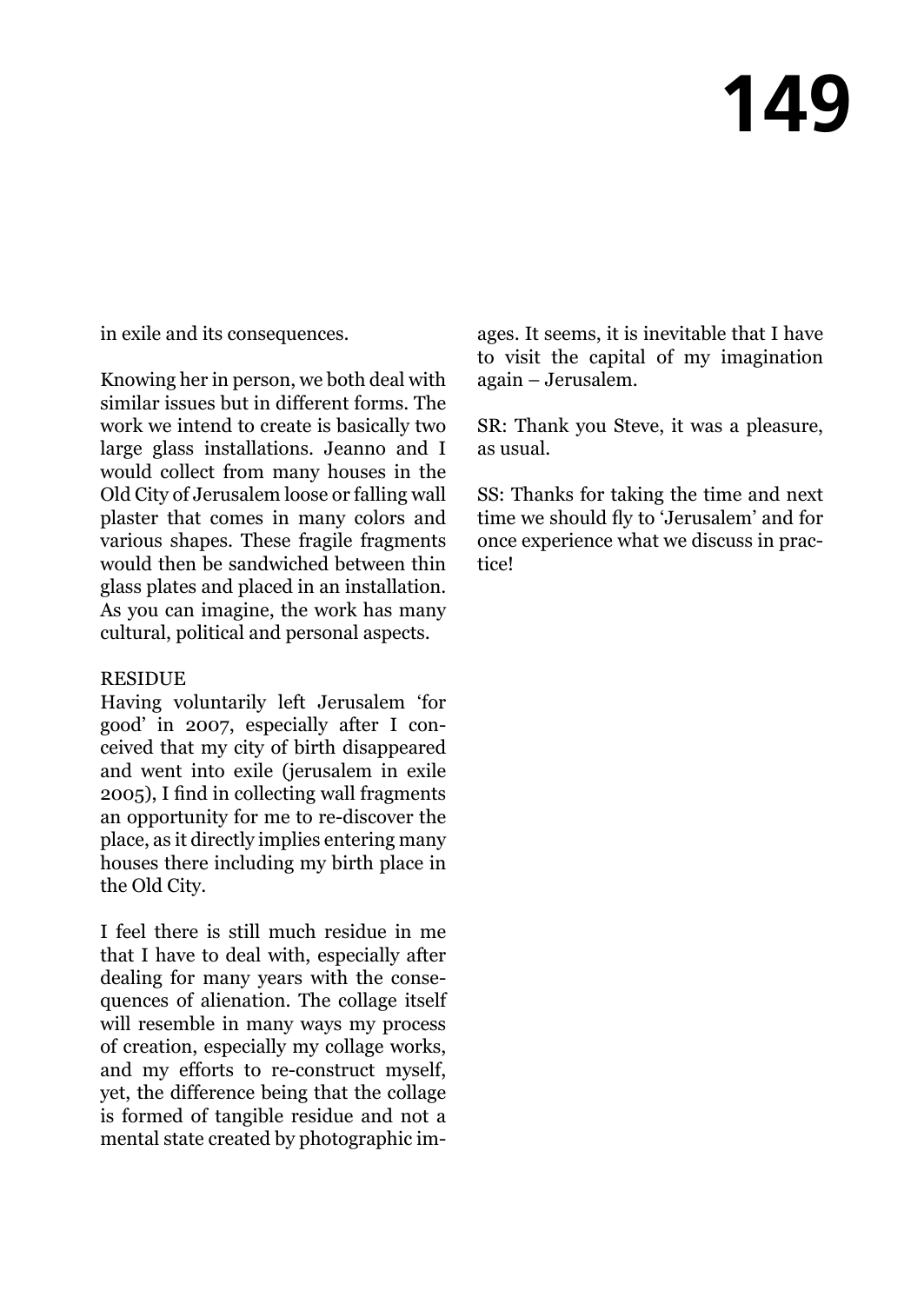in exile and its consequences.

Knowing her in person, we both deal with similar issues but in different forms. The work we intend to create is basically two large glass installations. Jeanno and I would collect from many houses in the Old City of Jerusalem loose or falling wall plaster that comes in many colors and various shapes. These fragile fragments would then be sandwiched between thin glass plates and placed in an installation. As you can imagine, the work has many cultural, political and personal aspects.

RESIDUE

Having voluntarily left Jerusalem 'for good' in 2007, especially after I conceived that my city of birth disappeared and went into exile (jerusalem in exile 2005), I find in collecting wall fragments an opportunity for me to re-discover the place, as it directly implies entering many houses there including my birth place in the Old City.

I feel there is still much residue in me that I have to deal with, especially after dealing for many years with the consequences of alienation. The collage itself will resemble in many ways my process of creation, especially my collage works, and my efforts to re-construct myself, yet, the difference being that the collage is formed of tangible residue and not a mental state created by photographic images. It seems, it is inevitable that I have to visit the capital of my imagination again – Jerusalem.

SR: Thank you Steve, it was a pleasure, as usual.

SS: Thanks for taking the time and next time we should fly to 'Jerusalem' and for once experience what we discuss in practice!